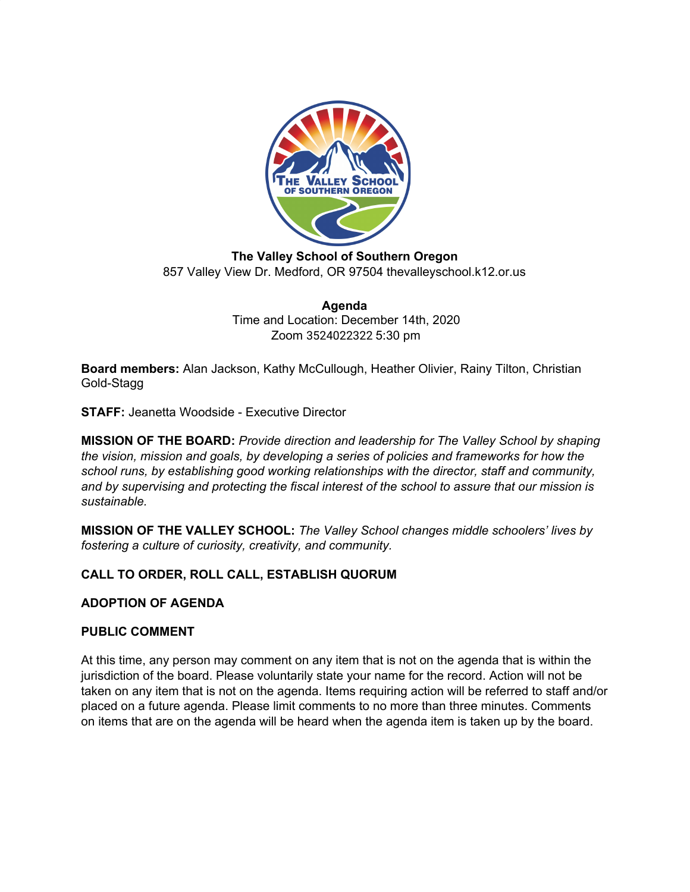**The Valley School of Southern Oregon**
857 Valley View Dr. Medford, OR 97504 thevalleyschool.k12.or.us

**Agenda**
Time and Location: December 14th, 2020
Zoom 3524022322 5:30 pm

**Board members:** Alan Jackson, Kathy McCullough, Heather Olivier, Rainy Tilton, Christian Gold-Stagg

**STAFF:** Jeanetta Woodside - Executive Director

**MISSION OF THE BOARD:** *Provide direction and leadership for The Valley School by shaping the vision, mission and goals, by developing a series of policies and frameworks for how the school runs, by establishing good working relationships with the director, staff and community, and by supervising and protecting the fiscal interest of the school to assure that our mission is sustainable.*

**MISSION OF THE VALLEY SCHOOL:** *The Valley School changes middle schoolers' lives by fostering a culture of curiosity, creativity, and community.*

## CALL TO ORDER, ROLL CALL, ESTABLISH QUORUM

## ADOPTION OF AGENDA

## PUBLIC COMMENT

At this time, any person may comment on any item that is not on the agenda that is within the jurisdiction of the board. Please voluntarily state your name for the record. Action will not be taken on any item that is not on the agenda. Items requiring action will be referred to staff and/or placed on a future agenda. Please limit comments to no more than three minutes. Comments on items that are on the agenda will be heard when the agenda item is taken up by the board.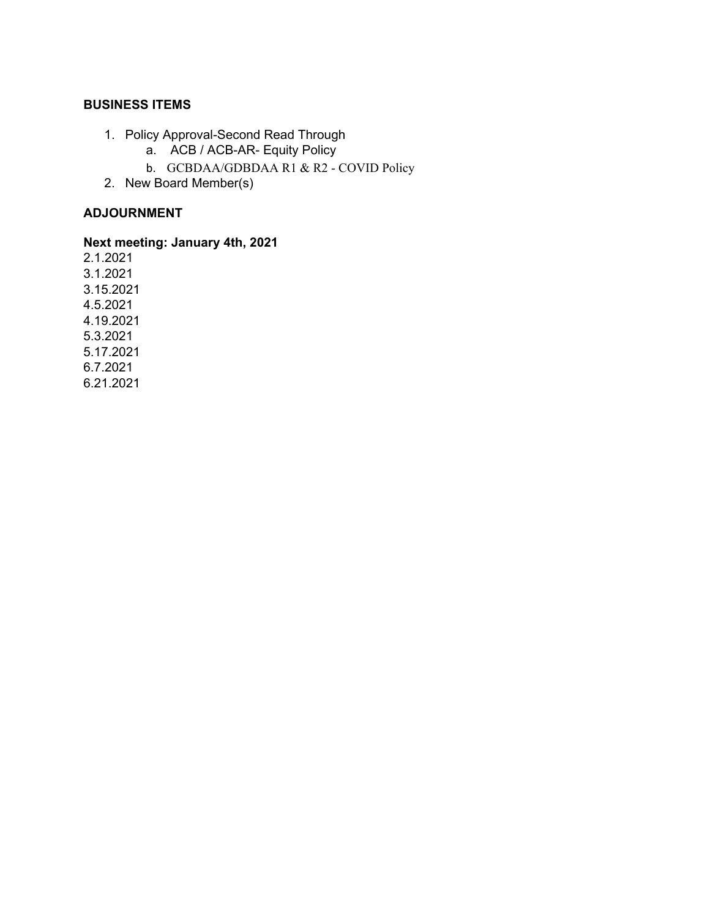**BUSINESS ITEMS**

1. Policy Approval-Second Read Through
   a. ACB / ACB-AR- Equity Policy
   b. GCBDAA/GDBDAA R1 & R2 - COVID Policy
2. New Board Member(s)

**ADJOURNMENT**

**Next meeting: January 4th, 2021**

2.1.2021
3.1.2021
3.15.2021
4.5.2021
4.19.2021
5.3.2021
5.17.2021
6.7.2021
6.21.2021